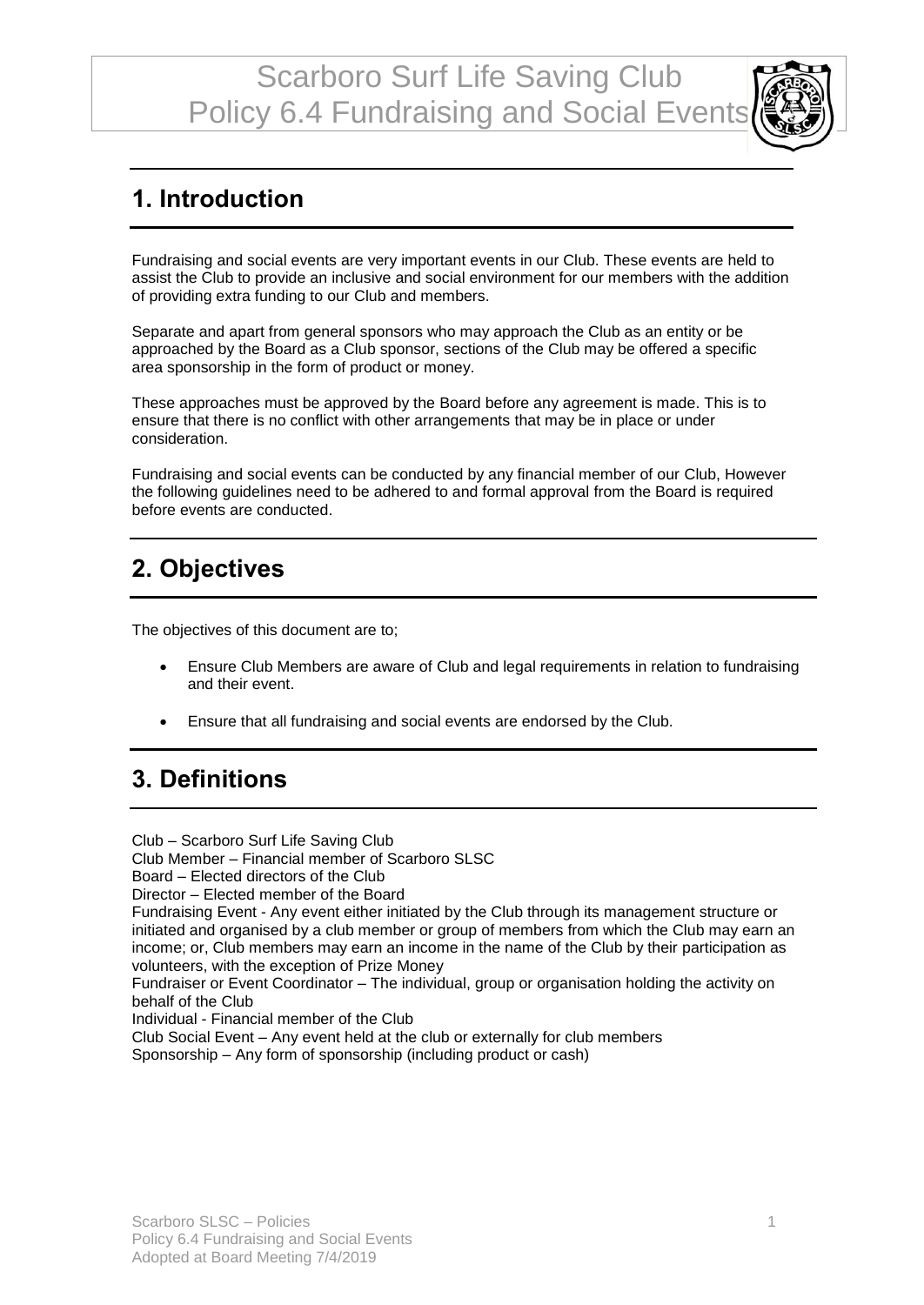# Scarboro Surf Life Saving Club
# Policy 6.4 Fundraising and Social Events

## 1. Introduction

Fundraising and social events are very important events in our Club. These events are held to assist the Club to provide an inclusive and social environment for our members with the addition of providing extra funding to our Club and members.

Separate and apart from general sponsors who may approach the Club as an entity or be approached by the Board as a Club sponsor, sections of the Club may be offered a specific area sponsorship in the form of product or money.

These approaches must be approved by the Board before any agreement is made. This is to ensure that there is no conflict with other arrangements that may be in place or under consideration.

Fundraising and social events can be conducted by any financial member of our Club, However the following guidelines need to be adhered to and formal approval from the Board is required before events are conducted.

## 2. Objectives

The objectives of this document are to;

- Ensure Club Members are aware of Club and legal requirements in relation to fundraising and their event.
- Ensure that all fundraising and social events are endorsed by the Club.

## 3. Definitions

Club – Scarboro Surf Life Saving Club
Club Member – Financial member of Scarboro SLSC
Board – Elected directors of the Club
Director – Elected member of the Board
Fundraising Event - Any event either initiated by the Club through its management structure or initiated and organised by a club member or group of members from which the Club may earn an income; or, Club members may earn an income in the name of the Club by their participation as volunteers, with the exception of Prize Money
Fundraiser or Event Coordinator – The individual, group or organisation holding the activity on behalf of the Club
Individual - Financial member of the Club
Club Social Event – Any event held at the club or externally for club members
Sponsorship – Any form of sponsorship (including product or cash)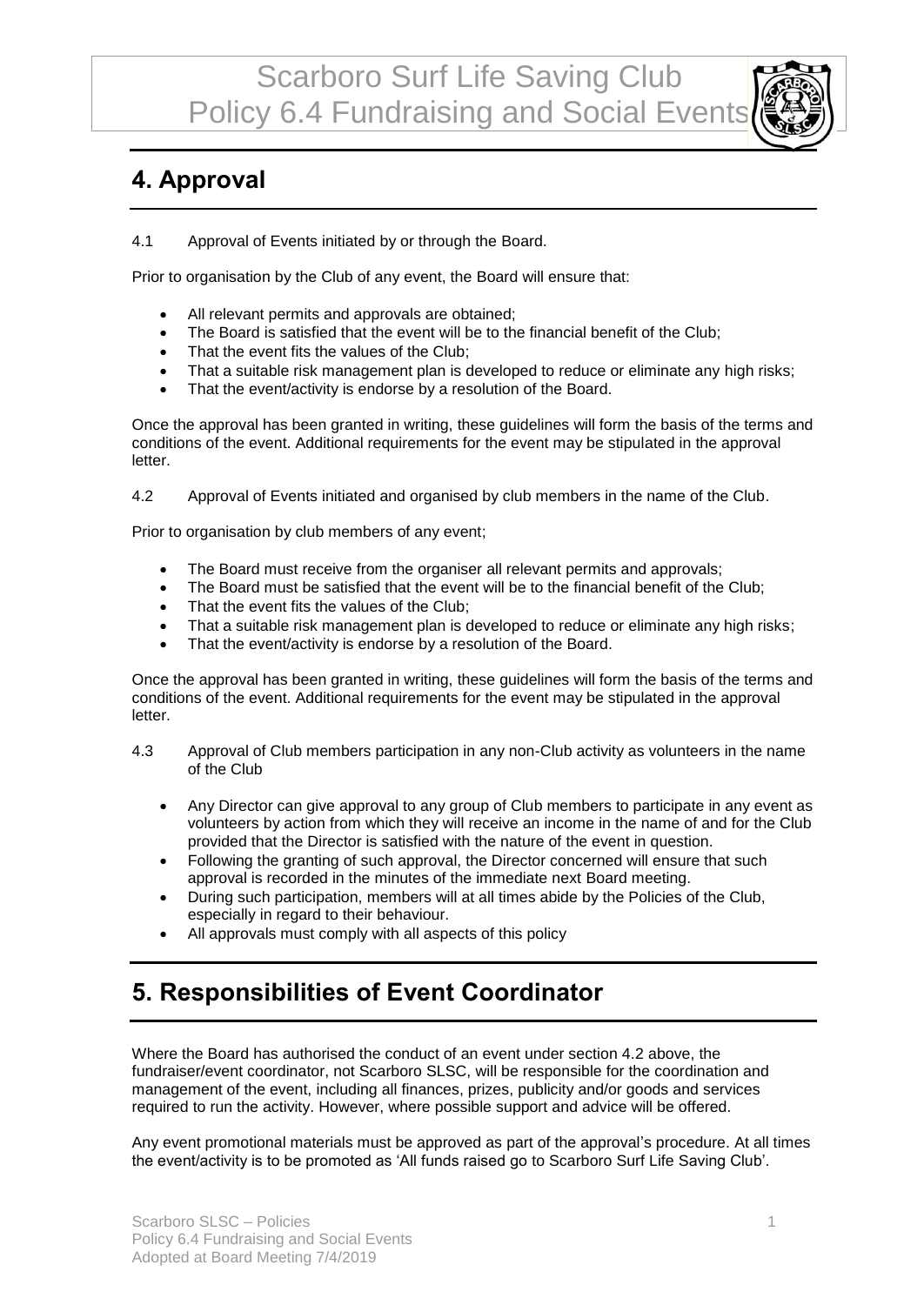## 4. Approval

4.1 Approval of Events initiated by or through the Board.

Prior to organisation by the Club of any event, the Board will ensure that:

- All relevant permits and approvals are obtained;
- The Board is satisfied that the event will be to the financial benefit of the Club;
- That the event fits the values of the Club;
- That a suitable risk management plan is developed to reduce or eliminate any high risks;
- That the event/activity is endorse by a resolution of the Board.

Once the approval has been granted in writing, these guidelines will form the basis of the terms and conditions of the event. Additional requirements for the event may be stipulated in the approval letter.

4.2 Approval of Events initiated and organised by club members in the name of the Club.

Prior to organisation by club members of any event;

- The Board must receive from the organiser all relevant permits and approvals;
- The Board must be satisfied that the event will be to the financial benefit of the Club;
- That the event fits the values of the Club;
- That a suitable risk management plan is developed to reduce or eliminate any high risks;
- That the event/activity is endorse by a resolution of the Board.

Once the approval has been granted in writing, these guidelines will form the basis of the terms and conditions of the event. Additional requirements for the event may be stipulated in the approval letter.

4.3 Approval of Club members participation in any non-Club activity as volunteers in the name of the Club

- Any Director can give approval to any group of Club members to participate in any event as volunteers by action from which they will receive an income in the name of and for the Club provided that the Director is satisfied with the nature of the event in question.
- Following the granting of such approval, the Director concerned will ensure that such approval is recorded in the minutes of the immediate next Board meeting.
- During such participation, members will at all times abide by the Policies of the Club, especially in regard to their behaviour.
- All approvals must comply with all aspects of this policy

## 5. Responsibilities of Event Coordinator

Where the Board has authorised the conduct of an event under section 4.2 above, the fundraiser/event coordinator, not Scarboro SLSC, will be responsible for the coordination and management of the event, including all finances, prizes, publicity and/or goods and services required to run the activity. However, where possible support and advice will be offered.

Any event promotional materials must be approved as part of the approval's procedure. At all times the event/activity is to be promoted as 'All funds raised go to Scarboro Surf Life Saving Club'.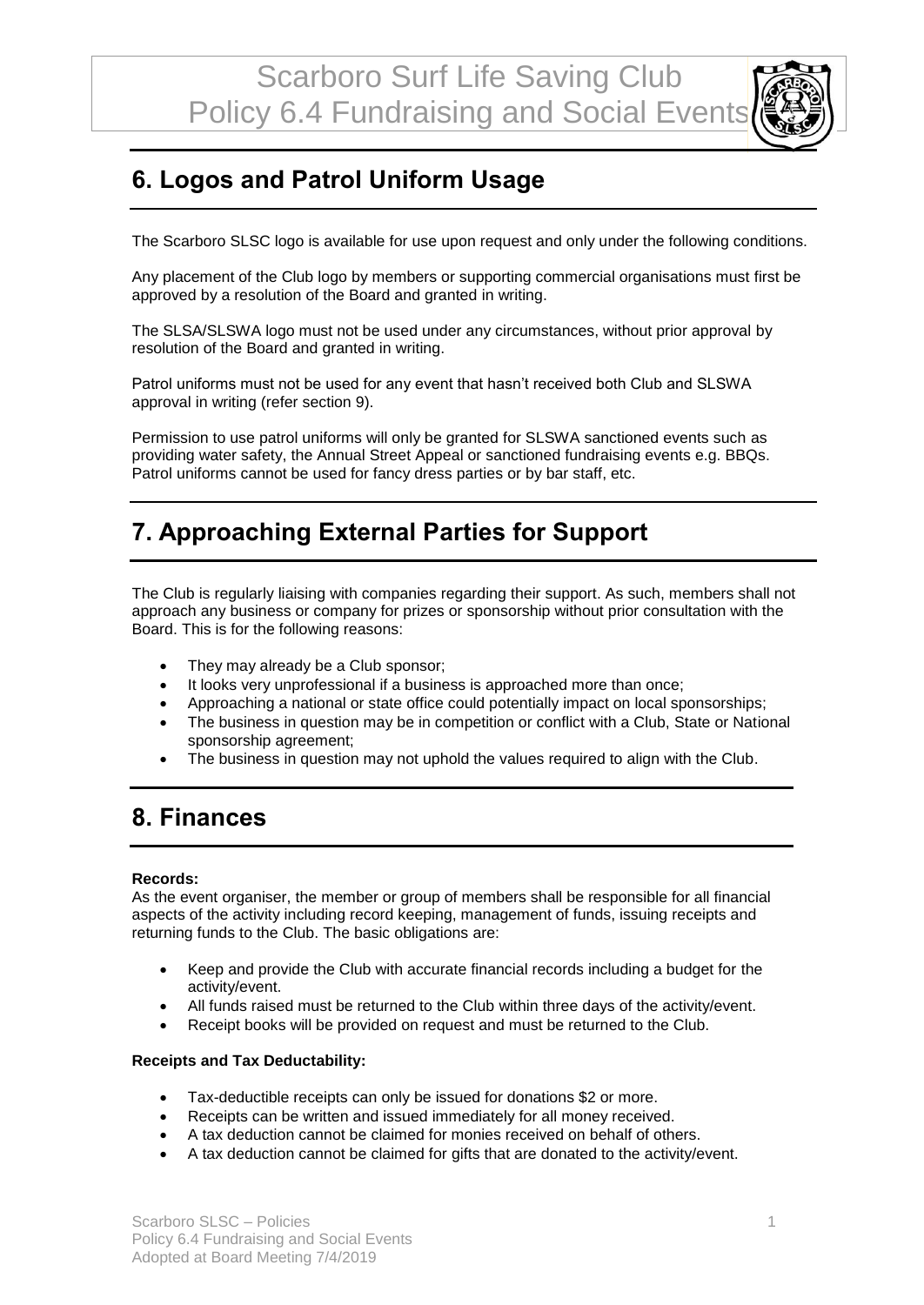## 6. Logos and Patrol Uniform Usage

The Scarboro SLSC logo is available for use upon request and only under the following conditions.

Any placement of the Club logo by members or supporting commercial organisations must first be approved by a resolution of the Board and granted in writing.

The SLSA/SLSWA logo must not be used under any circumstances, without prior approval by resolution of the Board and granted in writing.

Patrol uniforms must not be used for any event that hasn't received both Club and SLSWA approval in writing (refer section 9).

Permission to use patrol uniforms will only be granted for SLSWA sanctioned events such as providing water safety, the Annual Street Appeal or sanctioned fundraising events e.g. BBQs. Patrol uniforms cannot be used for fancy dress parties or by bar staff, etc.

## 7. Approaching External Parties for Support

The Club is regularly liaising with companies regarding their support. As such, members shall not approach any business or company for prizes or sponsorship without prior consultation with the Board. This is for the following reasons:

- They may already be a Club sponsor;
- It looks very unprofessional if a business is approached more than once;
- Approaching a national or state office could potentially impact on local sponsorships;
- The business in question may be in competition or conflict with a Club, State or National sponsorship agreement;
- The business in question may not uphold the values required to align with the Club.

## 8. Finances

**Records:**
As the event organiser, the member or group of members shall be responsible for all financial aspects of the activity including record keeping, management of funds, issuing receipts and returning funds to the Club. The basic obligations are:

- Keep and provide the Club with accurate financial records including a budget for the activity/event.
- All funds raised must be returned to the Club within three days of the activity/event.
- Receipt books will be provided on request and must be returned to the Club.

**Receipts and Tax Deductability:**

- Tax-deductible receipts can only be issued for donations $2 or more.
- Receipts can be written and issued immediately for all money received.
- A tax deduction cannot be claimed for monies received on behalf of others.
- A tax deduction cannot be claimed for gifts that are donated to the activity/event.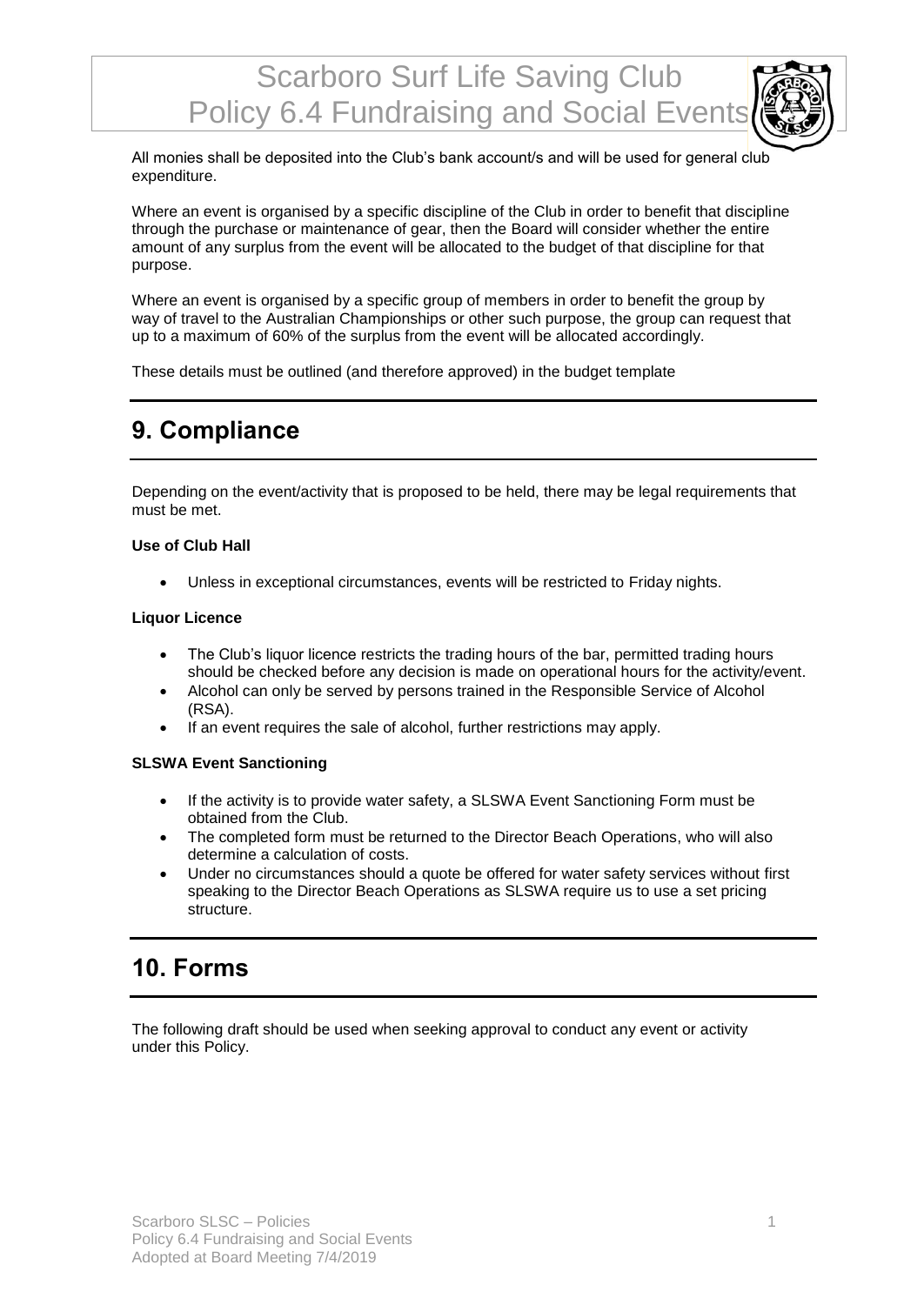All monies shall be deposited into the Club's bank account/s and will be used for general club expenditure.

Where an event is organised by a specific discipline of the Club in order to benefit that discipline through the purchase or maintenance of gear, then the Board will consider whether the entire amount of any surplus from the event will be allocated to the budget of that discipline for that purpose.

Where an event is organised by a specific group of members in order to benefit the group by way of travel to the Australian Championships or other such purpose, the group can request that up to a maximum of 60% of the surplus from the event will be allocated accordingly.

These details must be outlined (and therefore approved) in the budget template

## 9. Compliance

Depending on the event/activity that is proposed to be held, there may be legal requirements that must be met.

**Use of Club Hall**

- Unless in exceptional circumstances, events will be restricted to Friday nights.

**Liquor Licence**

- The Club's liquor licence restricts the trading hours of the bar, permitted trading hours should be checked before any decision is made on operational hours for the activity/event.
- Alcohol can only be served by persons trained in the Responsible Service of Alcohol (RSA).
- If an event requires the sale of alcohol, further restrictions may apply.

**SLSWA Event Sanctioning**

- If the activity is to provide water safety, a SLSWA Event Sanctioning Form must be obtained from the Club.
- The completed form must be returned to the Director Beach Operations, who will also determine a calculation of costs.
- Under no circumstances should a quote be offered for water safety services without first speaking to the Director Beach Operations as SLSWA require us to use a set pricing structure.

## 10. Forms

The following draft should be used when seeking approval to conduct any event or activity under this Policy.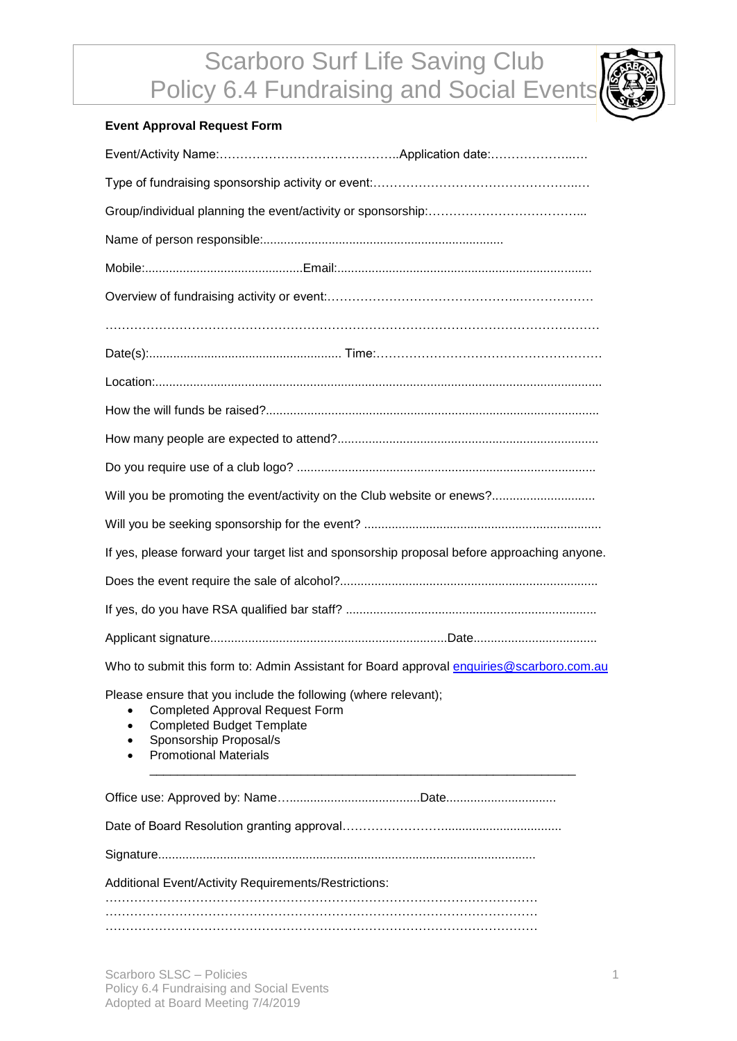**Event Approval Request Form**

Event/Activity Name:……………………………………..Application date:………………..….

Type of fundraising sponsorship activity or event:…………………………………………..…

Group/individual planning the event/activity or sponsorship:………………………………...

Name of person responsible:.....................................................................

Mobile:..............................................Email:.........................................................................

Overview of fundraising activity or event:………………………………………..………………

……………………………………………………………………………………………………

Date(s):....................................................... Time:………………………………………………

Location:.................................................................................................................................

How the will funds be raised?...............................................................................................

How many people are expected to attend?..........................................................................

Do you require use of a club logo? .....................................................................................

Will you be promoting the event/activity on the Club website or enews?.............................

Will you be seeking sponsorship for the event? ...................................................................

If yes, please forward your target list and sponsorship proposal before approaching anyone.

Does the event require the sale of alcohol?.........................................................................

If yes, do you have RSA qualified bar staff? ........................................................................

Applicant signature....................................................................Date...................................

Who to submit this form to: Admin Assistant for Board approval enquiries@scarboro.com.au

Please ensure that you include the following (where relevant);

- Completed Approval Request Form
- Completed Budget Template
- Sponsorship Proposal/s
- Promotional Materials

---

Office use: Approved by: Name…......................................Date...............................

Date of Board Resolution granting approval……………………..................................

Signature............................................................................................................

Additional Event/Activity Requirements/Restrictions:
…………………………………………………………………………………………
…………………………………………………………………………………………
…………………………………………………………………………………………